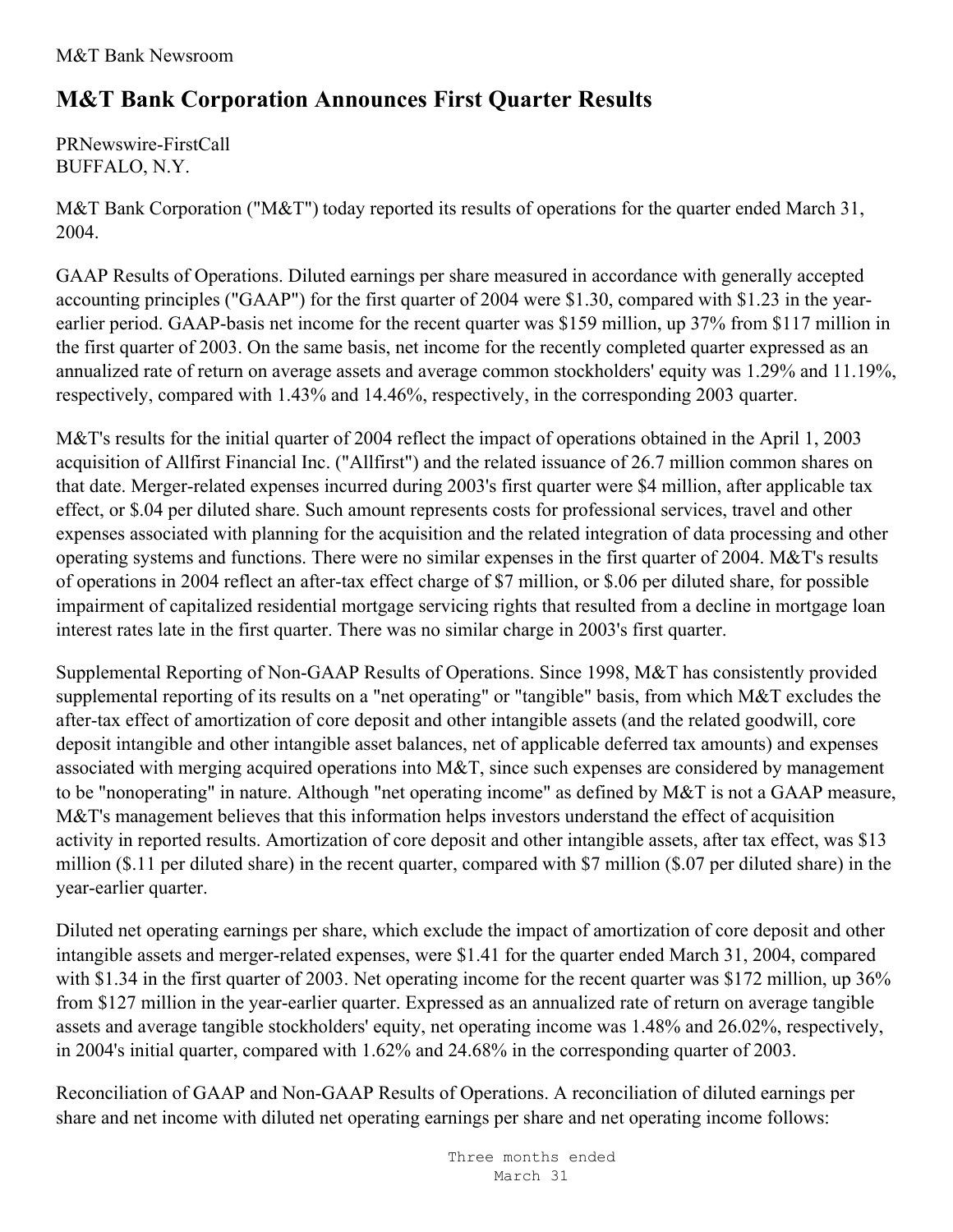M&T Bank Newsroom

# M&T Bank Corporation Announces First Quarter Results

PRNewswire-FirstCall
BUFFALO, N.Y.

M&T Bank Corporation ("M&T") today reported its results of operations for the quarter ended March 31, 2004.

GAAP Results of Operations. Diluted earnings per share measured in accordance with generally accepted accounting principles ("GAAP") for the first quarter of 2004 were $1.30, compared with $1.23 in the year-earlier period. GAAP-basis net income for the recent quarter was $159 million, up 37% from $117 million in the first quarter of 2003. On the same basis, net income for the recently completed quarter expressed as an annualized rate of return on average assets and average common stockholders' equity was 1.29% and 11.19%, respectively, compared with 1.43% and 14.46%, respectively, in the corresponding 2003 quarter.

M&T's results for the initial quarter of 2004 reflect the impact of operations obtained in the April 1, 2003 acquisition of Allfirst Financial Inc. ("Allfirst") and the related issuance of 26.7 million common shares on that date. Merger-related expenses incurred during 2003's first quarter were $4 million, after applicable tax effect, or $.04 per diluted share. Such amount represents costs for professional services, travel and other expenses associated with planning for the acquisition and the related integration of data processing and other operating systems and functions. There were no similar expenses in the first quarter of 2004. M&T's results of operations in 2004 reflect an after-tax effect charge of $7 million, or $.06 per diluted share, for possible impairment of capitalized residential mortgage servicing rights that resulted from a decline in mortgage loan interest rates late in the first quarter. There was no similar charge in 2003's first quarter.

Supplemental Reporting of Non-GAAP Results of Operations. Since 1998, M&T has consistently provided supplemental reporting of its results on a "net operating" or "tangible" basis, from which M&T excludes the after-tax effect of amortization of core deposit and other intangible assets (and the related goodwill, core deposit intangible and other intangible asset balances, net of applicable deferred tax amounts) and expenses associated with merging acquired operations into M&T, since such expenses are considered by management to be "nonoperating" in nature. Although "net operating income" as defined by M&T is not a GAAP measure, M&T's management believes that this information helps investors understand the effect of acquisition activity in reported results. Amortization of core deposit and other intangible assets, after tax effect, was $13 million ($.11 per diluted share) in the recent quarter, compared with $7 million ($.07 per diluted share) in the year-earlier quarter.

Diluted net operating earnings per share, which exclude the impact of amortization of core deposit and other intangible assets and merger-related expenses, were $1.41 for the quarter ended March 31, 2004, compared with $1.34 in the first quarter of 2003. Net operating income for the recent quarter was $172 million, up 36% from $127 million in the year-earlier quarter. Expressed as an annualized rate of return on average tangible assets and average tangible stockholders' equity, net operating income was 1.48% and 26.02%, respectively, in 2004's initial quarter, compared with 1.62% and 24.68% in the corresponding quarter of 2003.

Reconciliation of GAAP and Non-GAAP Results of Operations. A reconciliation of diluted earnings per share and net income with diluted net operating earnings per share and net operating income follows:

Three months ended
March 31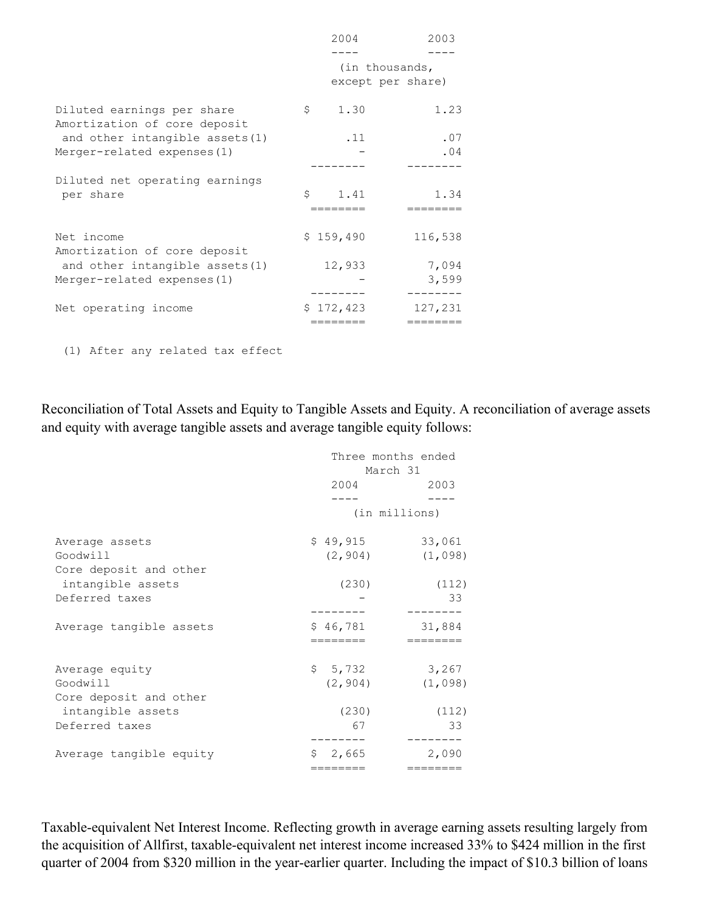| | 2004 | 2003 |
|---|---|---|
| | (in thousands, except per share) | |
| Diluted earnings per share | $ 1.30 | 1.23 |
| Amortization of core deposit and other intangible assets(1) | .11 | .07 |
| Merger-related expenses(1) | - | .04 |
| Diluted net operating earnings per share | $ 1.41 | 1.34 |
| Net income | $ 159,490 | 116,538 |
| Amortization of core deposit and other intangible assets(1) | 12,933 | 7,094 |
| Merger-related expenses(1) | - | 3,599 |
| Net operating income | $ 172,423 | 127,231 |

(1) After any related tax effect

Reconciliation of Total Assets and Equity to Tangible Assets and Equity. A reconciliation of average assets and equity with average tangible assets and average tangible equity follows:

| | Three months ended March 31 | |
|---|---|---|
| | 2004 | 2003 |
| | (in millions) | |
| Average assets | $ 49,915 | 33,061 |
| Goodwill | (2,904) | (1,098) |
| Core deposit and other intangible assets | (230) | (112) |
| Deferred taxes | - | 33 |
| Average tangible assets | $ 46,781 | 31,884 |
| Average equity | $ 5,732 | 3,267 |
| Goodwill | (2,904) | (1,098) |
| Core deposit and other intangible assets | (230) | (112) |
| Deferred taxes | 67 | 33 |
| Average tangible equity | $ 2,665 | 2,090 |

Taxable-equivalent Net Interest Income. Reflecting growth in average earning assets resulting largely from the acquisition of Allfirst, taxable-equivalent net interest income increased 33% to $424 million in the first quarter of 2004 from $320 million in the year-earlier quarter. Including the impact of $10.3 billion of loans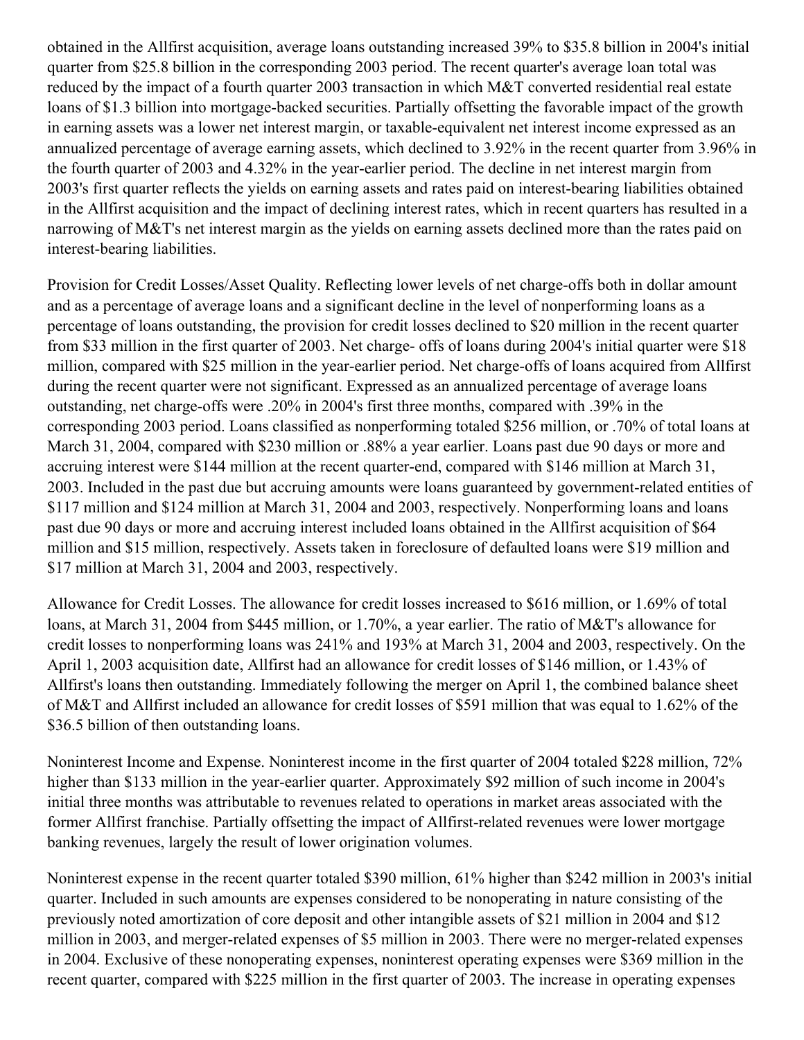obtained in the Allfirst acquisition, average loans outstanding increased 39% to $35.8 billion in 2004's initial quarter from $25.8 billion in the corresponding 2003 period. The recent quarter's average loan total was reduced by the impact of a fourth quarter 2003 transaction in which M&T converted residential real estate loans of $1.3 billion into mortgage-backed securities. Partially offsetting the favorable impact of the growth in earning assets was a lower net interest margin, or taxable-equivalent net interest income expressed as an annualized percentage of average earning assets, which declined to 3.92% in the recent quarter from 3.96% in the fourth quarter of 2003 and 4.32% in the year-earlier period. The decline in net interest margin from 2003's first quarter reflects the yields on earning assets and rates paid on interest-bearing liabilities obtained in the Allfirst acquisition and the impact of declining interest rates, which in recent quarters has resulted in a narrowing of M&T's net interest margin as the yields on earning assets declined more than the rates paid on interest-bearing liabilities.

Provision for Credit Losses/Asset Quality. Reflecting lower levels of net charge-offs both in dollar amount and as a percentage of average loans and a significant decline in the level of nonperforming loans as a percentage of loans outstanding, the provision for credit losses declined to $20 million in the recent quarter from $33 million in the first quarter of 2003. Net charge- offs of loans during 2004's initial quarter were $18 million, compared with $25 million in the year-earlier period. Net charge-offs of loans acquired from Allfirst during the recent quarter were not significant. Expressed as an annualized percentage of average loans outstanding, net charge-offs were .20% in 2004's first three months, compared with .39% in the corresponding 2003 period. Loans classified as nonperforming totaled $256 million, or .70% of total loans at March 31, 2004, compared with $230 million or .88% a year earlier. Loans past due 90 days or more and accruing interest were $144 million at the recent quarter-end, compared with $146 million at March 31, 2003. Included in the past due but accruing amounts were loans guaranteed by government-related entities of $117 million and $124 million at March 31, 2004 and 2003, respectively. Nonperforming loans and loans past due 90 days or more and accruing interest included loans obtained in the Allfirst acquisition of $64 million and $15 million, respectively. Assets taken in foreclosure of defaulted loans were $19 million and $17 million at March 31, 2004 and 2003, respectively.

Allowance for Credit Losses. The allowance for credit losses increased to $616 million, or 1.69% of total loans, at March 31, 2004 from $445 million, or 1.70%, a year earlier. The ratio of M&T's allowance for credit losses to nonperforming loans was 241% and 193% at March 31, 2004 and 2003, respectively. On the April 1, 2003 acquisition date, Allfirst had an allowance for credit losses of $146 million, or 1.43% of Allfirst's loans then outstanding. Immediately following the merger on April 1, the combined balance sheet of M&T and Allfirst included an allowance for credit losses of $591 million that was equal to 1.62% of the $36.5 billion of then outstanding loans.

Noninterest Income and Expense. Noninterest income in the first quarter of 2004 totaled $228 million, 72% higher than $133 million in the year-earlier quarter. Approximately $92 million of such income in 2004's initial three months was attributable to revenues related to operations in market areas associated with the former Allfirst franchise. Partially offsetting the impact of Allfirst-related revenues were lower mortgage banking revenues, largely the result of lower origination volumes.

Noninterest expense in the recent quarter totaled $390 million, 61% higher than $242 million in 2003's initial quarter. Included in such amounts are expenses considered to be nonoperating in nature consisting of the previously noted amortization of core deposit and other intangible assets of $21 million in 2004 and $12 million in 2003, and merger-related expenses of $5 million in 2003. There were no merger-related expenses in 2004. Exclusive of these nonoperating expenses, noninterest operating expenses were $369 million in the recent quarter, compared with $225 million in the first quarter of 2003. The increase in operating expenses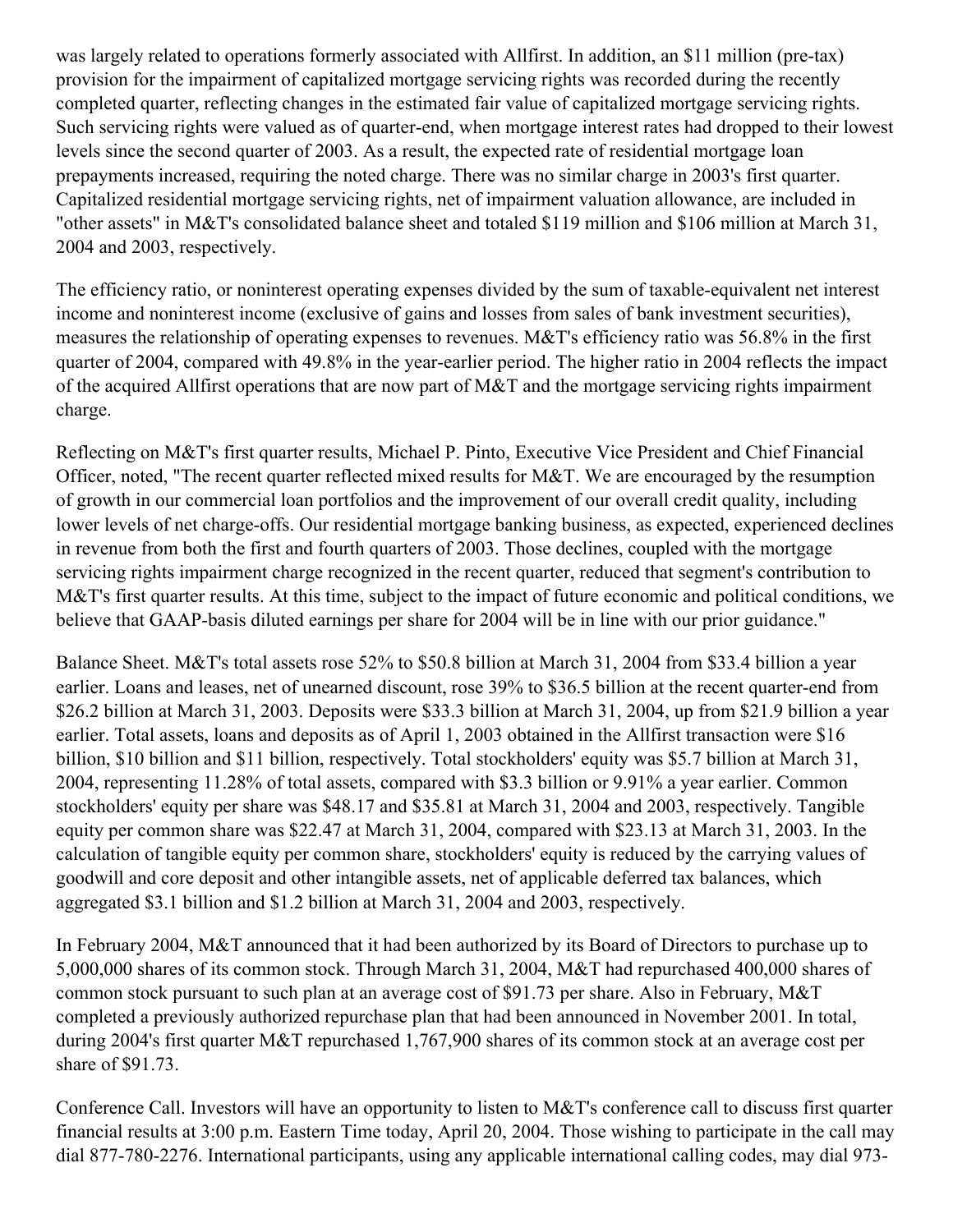was largely related to operations formerly associated with Allfirst. In addition, an $11 million (pre-tax) provision for the impairment of capitalized mortgage servicing rights was recorded during the recently completed quarter, reflecting changes in the estimated fair value of capitalized mortgage servicing rights. Such servicing rights were valued as of quarter-end, when mortgage interest rates had dropped to their lowest levels since the second quarter of 2003. As a result, the expected rate of residential mortgage loan prepayments increased, requiring the noted charge. There was no similar charge in 2003's first quarter. Capitalized residential mortgage servicing rights, net of impairment valuation allowance, are included in "other assets" in M&T's consolidated balance sheet and totaled $119 million and $106 million at March 31, 2004 and 2003, respectively.

The efficiency ratio, or noninterest operating expenses divided by the sum of taxable-equivalent net interest income and noninterest income (exclusive of gains and losses from sales of bank investment securities), measures the relationship of operating expenses to revenues. M&T's efficiency ratio was 56.8% in the first quarter of 2004, compared with 49.8% in the year-earlier period. The higher ratio in 2004 reflects the impact of the acquired Allfirst operations that are now part of M&T and the mortgage servicing rights impairment charge.

Reflecting on M&T's first quarter results, Michael P. Pinto, Executive Vice President and Chief Financial Officer, noted, "The recent quarter reflected mixed results for M&T. We are encouraged by the resumption of growth in our commercial loan portfolios and the improvement of our overall credit quality, including lower levels of net charge-offs. Our residential mortgage banking business, as expected, experienced declines in revenue from both the first and fourth quarters of 2003. Those declines, coupled with the mortgage servicing rights impairment charge recognized in the recent quarter, reduced that segment's contribution to M&T's first quarter results. At this time, subject to the impact of future economic and political conditions, we believe that GAAP-basis diluted earnings per share for 2004 will be in line with our prior guidance."

Balance Sheet. M&T's total assets rose 52% to $50.8 billion at March 31, 2004 from $33.4 billion a year earlier. Loans and leases, net of unearned discount, rose 39% to $36.5 billion at the recent quarter-end from $26.2 billion at March 31, 2003. Deposits were $33.3 billion at March 31, 2004, up from $21.9 billion a year earlier. Total assets, loans and deposits as of April 1, 2003 obtained in the Allfirst transaction were $16 billion, $10 billion and $11 billion, respectively. Total stockholders' equity was $5.7 billion at March 31, 2004, representing 11.28% of total assets, compared with $3.3 billion or 9.91% a year earlier. Common stockholders' equity per share was $48.17 and $35.81 at March 31, 2004 and 2003, respectively. Tangible equity per common share was $22.47 at March 31, 2004, compared with $23.13 at March 31, 2003. In the calculation of tangible equity per common share, stockholders' equity is reduced by the carrying values of goodwill and core deposit and other intangible assets, net of applicable deferred tax balances, which aggregated $3.1 billion and $1.2 billion at March 31, 2004 and 2003, respectively.

In February 2004, M&T announced that it had been authorized by its Board of Directors to purchase up to 5,000,000 shares of its common stock. Through March 31, 2004, M&T had repurchased 400,000 shares of common stock pursuant to such plan at an average cost of $91.73 per share. Also in February, M&T completed a previously authorized repurchase plan that had been announced in November 2001. In total, during 2004's first quarter M&T repurchased 1,767,900 shares of its common stock at an average cost per share of $91.73.

Conference Call. Investors will have an opportunity to listen to M&T's conference call to discuss first quarter financial results at 3:00 p.m. Eastern Time today, April 20, 2004. Those wishing to participate in the call may dial 877-780-2276. International participants, using any applicable international calling codes, may dial 973-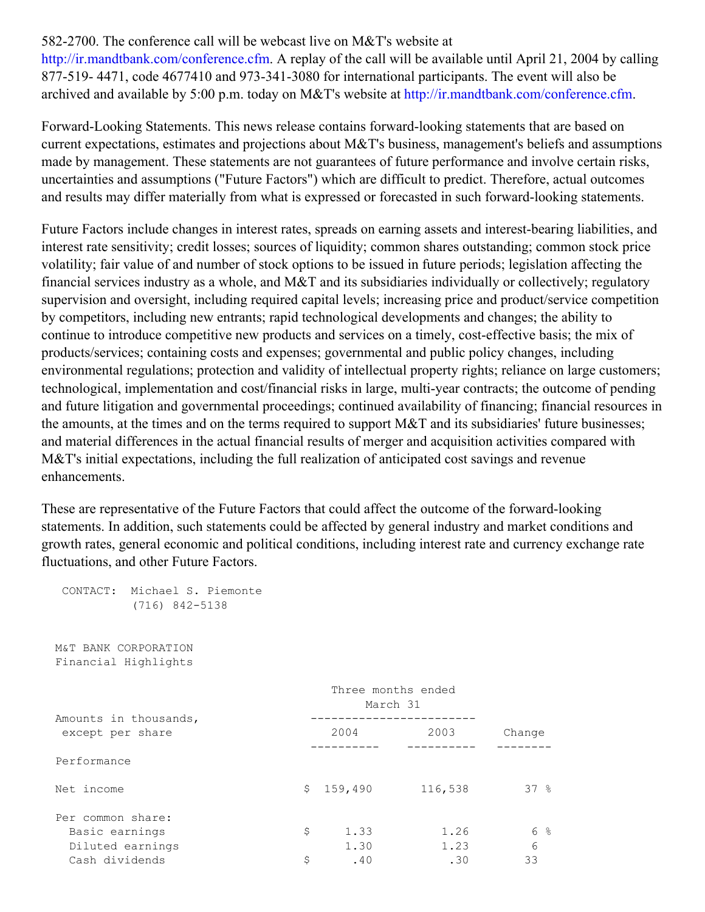582-2700. The conference call will be webcast live on M&T's website at http://ir.mandtbank.com/conference.cfm. A replay of the call will be available until April 21, 2004 by calling 877-519- 4471, code 4677410 and 973-341-3080 for international participants. The event will also be archived and available by 5:00 p.m. today on M&T's website at http://ir.mandtbank.com/conference.cfm.

Forward-Looking Statements. This news release contains forward-looking statements that are based on current expectations, estimates and projections about M&T's business, management's beliefs and assumptions made by management. These statements are not guarantees of future performance and involve certain risks, uncertainties and assumptions ("Future Factors") which are difficult to predict. Therefore, actual outcomes and results may differ materially from what is expressed or forecasted in such forward-looking statements.

Future Factors include changes in interest rates, spreads on earning assets and interest-bearing liabilities, and interest rate sensitivity; credit losses; sources of liquidity; common shares outstanding; common stock price volatility; fair value of and number of stock options to be issued in future periods; legislation affecting the financial services industry as a whole, and M&T and its subsidiaries individually or collectively; regulatory supervision and oversight, including required capital levels; increasing price and product/service competition by competitors, including new entrants; rapid technological developments and changes; the ability to continue to introduce competitive new products and services on a timely, cost-effective basis; the mix of products/services; containing costs and expenses; governmental and public policy changes, including environmental regulations; protection and validity of intellectual property rights; reliance on large customers; technological, implementation and cost/financial risks in large, multi-year contracts; the outcome of pending and future litigation and governmental proceedings; continued availability of financing; financial resources in the amounts, at the times and on the terms required to support M&T and its subsidiaries' future businesses; and material differences in the actual financial results of merger and acquisition activities compared with M&T's initial expectations, including the full realization of anticipated cost savings and revenue enhancements.

These are representative of the Future Factors that could affect the outcome of the forward-looking statements. In addition, such statements could be affected by general industry and market conditions and growth rates, general economic and political conditions, including interest rate and currency exchange rate fluctuations, and other Future Factors.

CONTACT: Michael S. Piemonte
(716) 842-5138

M&T BANK CORPORATION
Financial Highlights

| Amounts in thousands, except per share | Three months ended March 31 | | |
|---|---|---|---|
| | 2004 | 2003 | Change |
| Performance | | | |
| Net income | $ 159,490 | 116,538 | 37 % |
| Per common share: | | | |
| Basic earnings | $ 1.33 | 1.26 | 6 % |
| Diluted earnings | 1.30 | 1.23 | 6 |
| Cash dividends | $ .40 | .30 | 33 |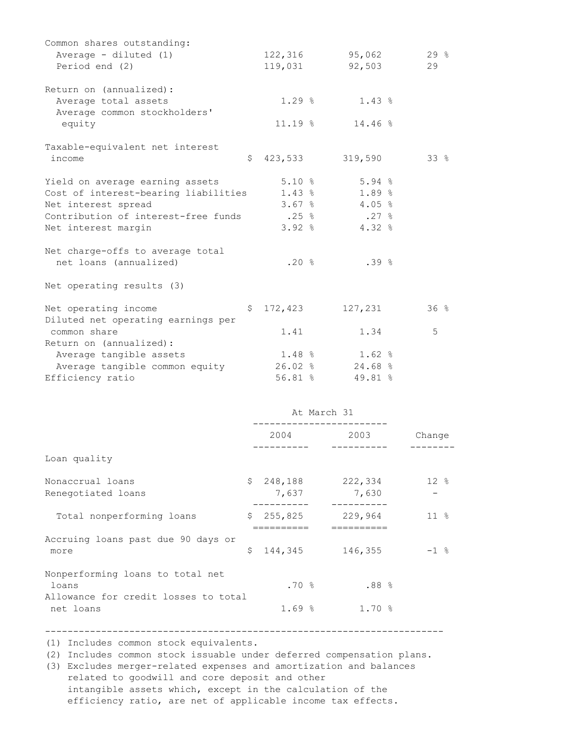| | | | |
|---|---|---|---|
| Common shares outstanding: | | | |
| Average - diluted (1) | 122,316 | 95,062 | 29 % |
| Period end (2) | 119,031 | 92,503 | 29 |
| | | | |
| Return on (annualized): | | | |
| Average total assets | 1.29 % | 1.43 % | |
| Average common stockholders' equity | 11.19 % | 14.46 % | |
| | | | |
| Taxable-equivalent net interest income | $ 423,533 | 319,590 | 33 % |
| | | | |
| Yield on average earning assets | 5.10 % | 5.94 % | |
| Cost of interest-bearing liabilities | 1.43 % | 1.89 % | |
| Net interest spread | 3.67 % | 4.05 % | |
| Contribution of interest-free funds | .25 % | .27 % | |
| Net interest margin | 3.92 % | 4.32 % | |
| | | | |
| Net charge-offs to average total net loans (annualized) | .20 % | .39 % | |
| | | | |
| Net operating results (3) | | | |
| | | | |
| Net operating income | $ 172,423 | 127,231 | 36 % |
| Diluted net operating earnings per common share | 1.41 | 1.34 | 5 |
| Return on (annualized): | | | |
| Average tangible assets | 1.48 % | 1.62 % | |
| Average tangible common equity | 26.02 % | 24.68 % | |
| Efficiency ratio | 56.81 % | 49.81 % | |

| | At March 31 | | |
|---|---|---|---|
| | 2004 | 2003 | Change |
| Loan quality | | | |
| | | | |
| Nonaccrual loans | $ 248,188 | 222,334 | 12 % |
| Renegotiated loans | 7,637 | 7,630 | - |
| Total nonperforming loans | $ 255,825 | 229,964 | 11 % |
| | | | |
| Accruing loans past due 90 days or more | $ 144,345 | 146,355 | -1 % |
| | | | |
| Nonperforming loans to total net loans | .70 % | .88 % | |
| Allowance for credit losses to total net loans | 1.69 % | 1.70 % | |

---

(1) Includes common stock equivalents.

(2) Includes common stock issuable under deferred compensation plans.

(3) Excludes merger-related expenses and amortization and balances related to goodwill and core deposit and other intangible assets which, except in the calculation of the efficiency ratio, are net of applicable income tax effects.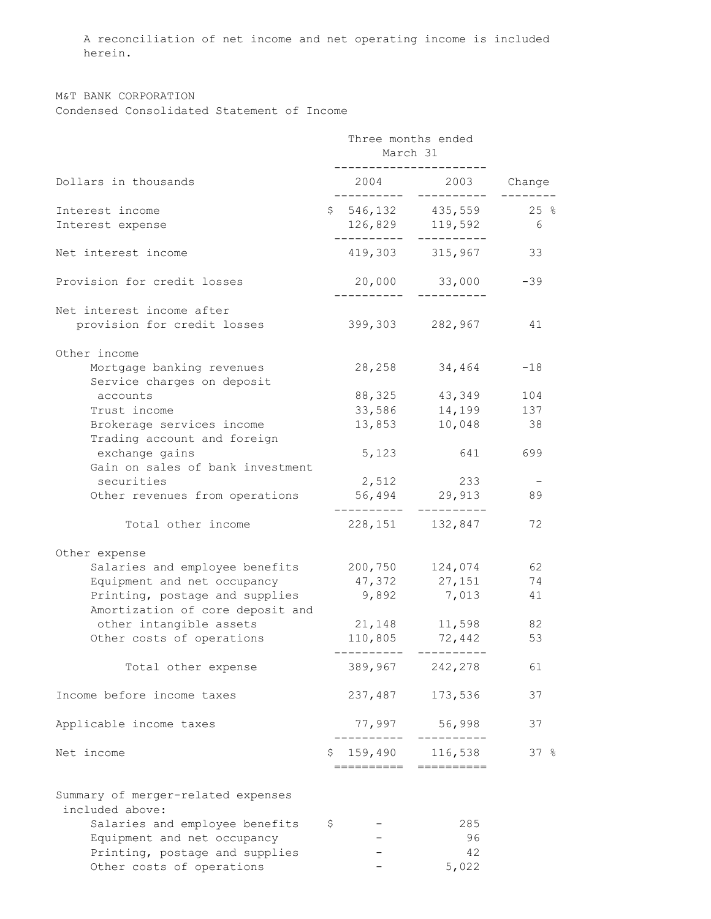A reconciliation of net income and net operating income is included herein.

M&T BANK CORPORATION
Condensed Consolidated Statement of Income

| Dollars in thousands | Three months ended March 31 2004 | 2003 | Change |
|---|---|---|---|
| Interest income | $ 546,132 | 435,559 | 25 % |
| Interest expense | 126,829 | 119,592 | 6 |
| Net interest income | 419,303 | 315,967 | 33 |
| Provision for credit losses | 20,000 | 33,000 | -39 |
| Net interest income after provision for credit losses | 399,303 | 282,967 | 41 |
| Other income | | | |
| Mortgage banking revenues | 28,258 | 34,464 | -18 |
| Service charges on deposit accounts | 88,325 | 43,349 | 104 |
| Trust income | 33,586 | 14,199 | 137 |
| Brokerage services income | 13,853 | 10,048 | 38 |
| Trading account and foreign exchange gains | 5,123 | 641 | 699 |
| Gain on sales of bank investment securities | 2,512 | 233 | - |
| Other revenues from operations | 56,494 | 29,913 | 89 |
| Total other income | 228,151 | 132,847 | 72 |
| Other expense | | | |
| Salaries and employee benefits | 200,750 | 124,074 | 62 |
| Equipment and net occupancy | 47,372 | 27,151 | 74 |
| Printing, postage and supplies | 9,892 | 7,013 | 41 |
| Amortization of core deposit and other intangible assets | 21,148 | 11,598 | 82 |
| Other costs of operations | 110,805 | 72,442 | 53 |
| Total other expense | 389,967 | 242,278 | 61 |
| Income before income taxes | 237,487 | 173,536 | 37 |
| Applicable income taxes | 77,997 | 56,998 | 37 |
| Net income | $ 159,490 | 116,538 | 37 % |
| Summary of merger-related expenses included above: | | | |
| Salaries and employee benefits | $ - | 285 | |
| Equipment and net occupancy | - | 96 | |
| Printing, postage and supplies | - | 42 | |
| Other costs of operations | - | 5,022 | |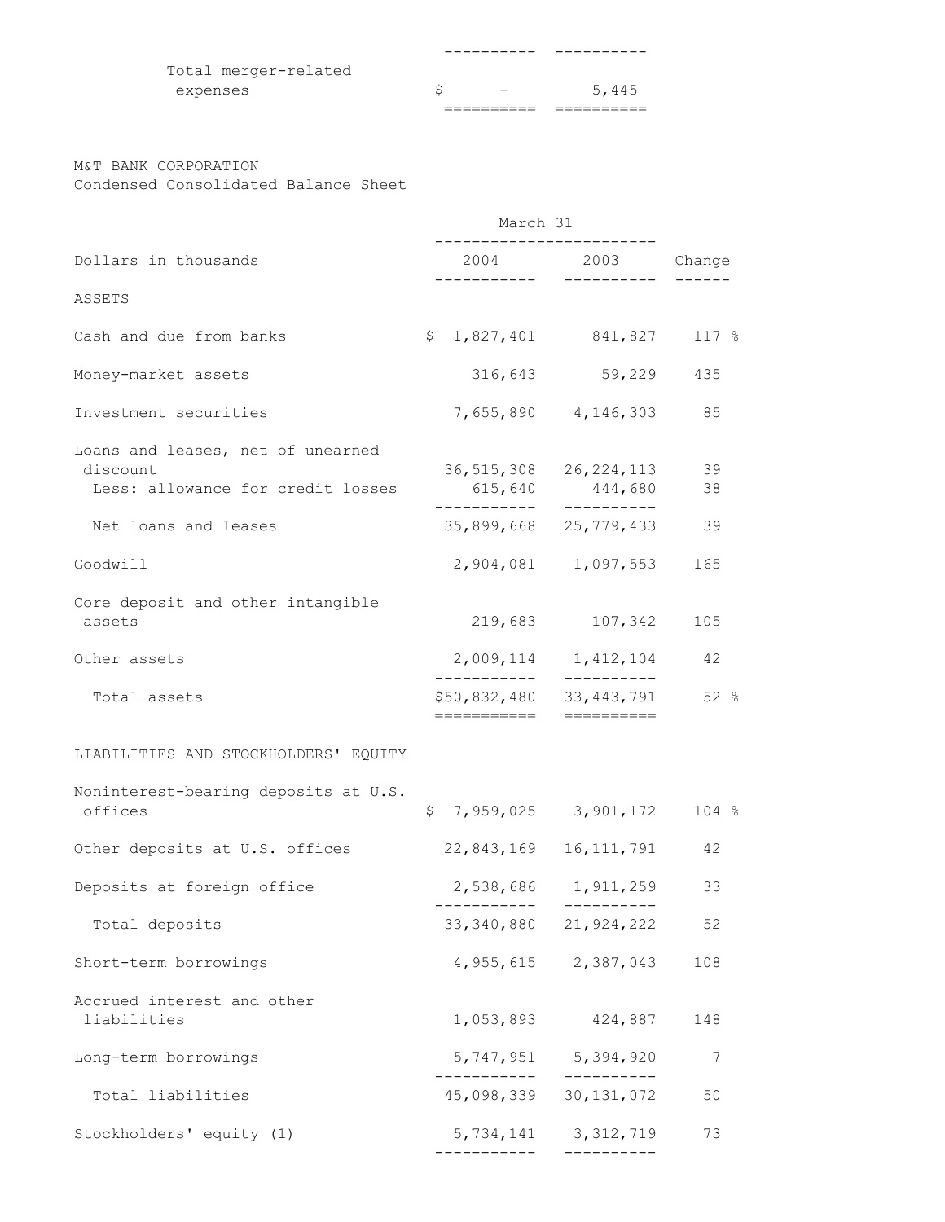| | | |
|---|---|---|
| Total merger-related expenses | $ - | 5,445 |

M&T BANK CORPORATION
Condensed Consolidated Balance Sheet

| Dollars in thousands | March 31 2004 | 2003 | Change |
|---|---|---|---|
| ASSETS | | | |
| Cash and due from banks | $ 1,827,401 | 841,827 | 117 % |
| Money-market assets | 316,643 | 59,229 | 435 |
| Investment securities | 7,655,890 | 4,146,303 | 85 |
| Loans and leases, net of unearned discount | 36,515,308 | 26,224,113 | 39 |
| Less: allowance for credit losses | 615,640 | 444,680 | 38 |
| Net loans and leases | 35,899,668 | 25,779,433 | 39 |
| Goodwill | 2,904,081 | 1,097,553 | 165 |
| Core deposit and other intangible assets | 219,683 | 107,342 | 105 |
| Other assets | 2,009,114 | 1,412,104 | 42 |
| Total assets | $50,832,480 | 33,443,791 | 52 % |
| LIABILITIES AND STOCKHOLDERS' EQUITY | | | |
| Noninterest-bearing deposits at U.S. offices | $ 7,959,025 | 3,901,172 | 104 % |
| Other deposits at U.S. offices | 22,843,169 | 16,111,791 | 42 |
| Deposits at foreign office | 2,538,686 | 1,911,259 | 33 |
| Total deposits | 33,340,880 | 21,924,222 | 52 |
| Short-term borrowings | 4,955,615 | 2,387,043 | 108 |
| Accrued interest and other liabilities | 1,053,893 | 424,887 | 148 |
| Long-term borrowings | 5,747,951 | 5,394,920 | 7 |
| Total liabilities | 45,098,339 | 30,131,072 | 50 |
| Stockholders' equity (1) | 5,734,141 | 3,312,719 | 73 |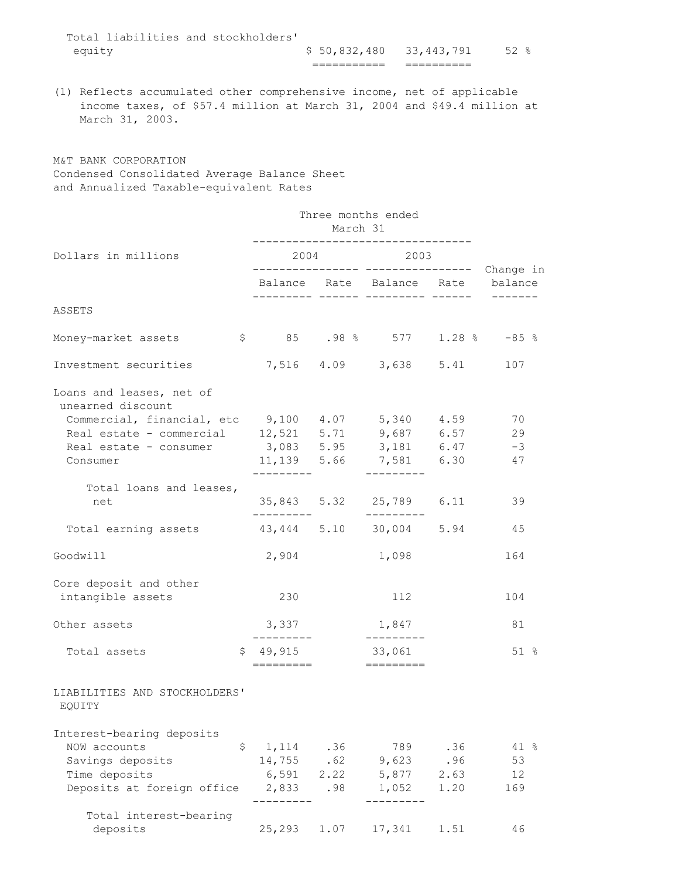| | | | |
|---|---|---|---|
| Total liabilities and stockholders' equity | $ 50,832,480 | 33,443,791 | 52 % |

(1) Reflects accumulated other comprehensive income, net of applicable income taxes, of $57.4 million at March 31, 2004 and $49.4 million at March 31, 2003.

M&T BANK CORPORATION
Condensed Consolidated Average Balance Sheet
and Annualized Taxable-equivalent Rates

| Dollars in millions | Three months ended March 31 | | | | |
|---|---|---|---|---|---|
| | 2004 | | 2003 | | Change in |
| | Balance | Rate | Balance | Rate | balance |
| ASSETS | | | | | |
| Money-market assets | $ 85 | .98 % | 577 | 1.28 % | -85 % |
| Investment securities | 7,516 | 4.09 | 3,638 | 5.41 | 107 |
| Loans and leases, net of unearned discount | | | | | |
| Commercial, financial, etc | 9,100 | 4.07 | 5,340 | 4.59 | 70 |
| Real estate - commercial | 12,521 | 5.71 | 9,687 | 6.57 | 29 |
| Real estate - consumer | 3,083 | 5.95 | 3,181 | 6.47 | -3 |
| Consumer | 11,139 | 5.66 | 7,581 | 6.30 | 47 |
| Total loans and leases, net | 35,843 | 5.32 | 25,789 | 6.11 | 39 |
| Total earning assets | 43,444 | 5.10 | 30,004 | 5.94 | 45 |
| Goodwill | 2,904 | | 1,098 | | 164 |
| Core deposit and other intangible assets | 230 | | 112 | | 104 |
| Other assets | 3,337 | | 1,847 | | 81 |
| Total assets | $ 49,915 | | 33,061 | | 51 % |
| LIABILITIES AND STOCKHOLDERS' EQUITY | | | | | |
| Interest-bearing deposits | | | | | |
| NOW accounts | $ 1,114 | .36 | 789 | .36 | 41 % |
| Savings deposits | 14,755 | .62 | 9,623 | .96 | 53 |
| Time deposits | 6,591 | 2.22 | 5,877 | 2.63 | 12 |
| Deposits at foreign office | 2,833 | .98 | 1,052 | 1.20 | 169 |
| Total interest-bearing deposits | 25,293 | 1.07 | 17,341 | 1.51 | 46 |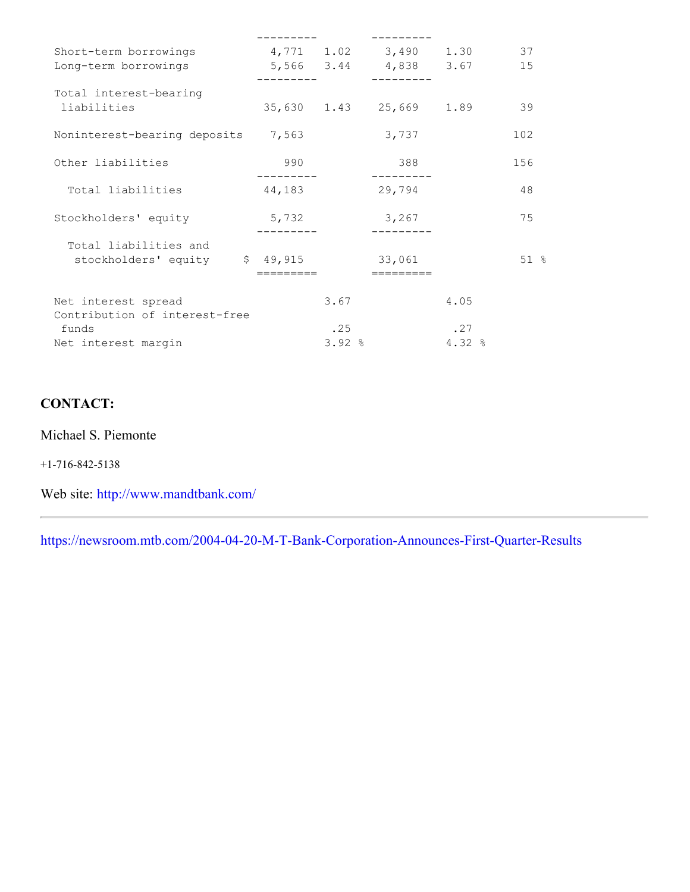| | | | | | |
|---|---|---|---|---|---|
| Short-term borrowings | 4,771 | 1.02 | 3,490 | 1.30 | 37 |
| Long-term borrowings | 5,566 | 3.44 | 4,838 | 3.67 | 15 |
| Total interest-bearing liabilities | 35,630 | 1.43 | 25,669 | 1.89 | 39 |
| Noninterest-bearing deposits | 7,563 | | 3,737 | | 102 |
| Other liabilities | 990 | | 388 | | 156 |
| Total liabilities | 44,183 | | 29,794 | | 48 |
| Stockholders' equity | 5,732 | | 3,267 | | 75 |
| Total liabilities and stockholders' equity | $ 49,915 | | 33,061 | | 51 % |
| Net interest spread | | 3.67 | | 4.05 | |
| Contribution of interest-free funds | | .25 | | .27 | |
| Net interest margin | | 3.92 % | | 4.32 % | |

**CONTACT:**

Michael S. Piemonte

+1-716-842-5138

Web site: http://www.mandtbank.com/

---

https://newsroom.mtb.com/2004-04-20-M-T-Bank-Corporation-Announces-First-Quarter-Results